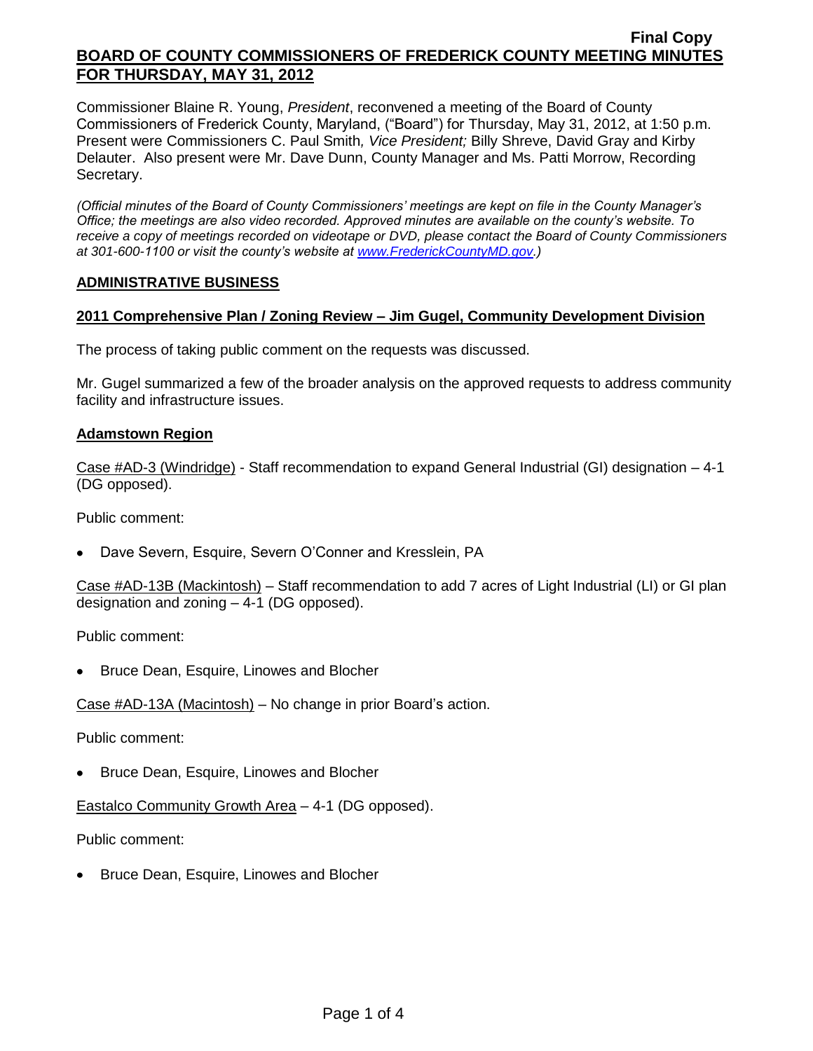**Final Copy**

# BOARD OF COUNTY COMMISSIONERS OF FREDERICK COUNTY MEETING MINUTES FOR THURSDAY, MAY 31, 2012

Commissioner Blaine R. Young, *President*, reconvened a meeting of the Board of County Commissioners of Frederick County, Maryland, ("Board") for Thursday, May 31, 2012, at 1:50 p.m. Present were Commissioners C. Paul Smith*, Vice President;* Billy Shreve, David Gray and Kirby Delauter. Also present were Mr. Dave Dunn, County Manager and Ms. Patti Morrow, Recording Secretary.

*(Official minutes of the Board of County Commissioners' meetings are kept on file in the County Manager's Office; the meetings are also video recorded. Approved minutes are available on the county's website. To receive a copy of meetings recorded on videotape or DVD, please contact the Board of County Commissioners at 301-600-1100 or visit the county's website at www.FrederickCountyMD.gov.)*

## ADMINISTRATIVE BUSINESS

### 2011 Comprehensive Plan / Zoning Review – Jim Gugel, Community Development Division

The process of taking public comment on the requests was discussed.

Mr. Gugel summarized a few of the broader analysis on the approved requests to address community facility and infrastructure issues.

### Adamstown Region

Case #AD-3 (Windridge) - Staff recommendation to expand General Industrial (GI) designation – 4-1 (DG opposed).

Public comment:

- Dave Severn, Esquire, Severn O'Conner and Kresslein, PA

Case #AD-13B (Mackintosh) – Staff recommendation to add 7 acres of Light Industrial (LI) or GI plan designation and zoning – 4-1 (DG opposed).

Public comment:

- Bruce Dean, Esquire, Linowes and Blocher

Case #AD-13A (Macintosh) – No change in prior Board's action.

Public comment:

- Bruce Dean, Esquire, Linowes and Blocher

Eastalco Community Growth Area – 4-1 (DG opposed).

Public comment:

- Bruce Dean, Esquire, Linowes and Blocher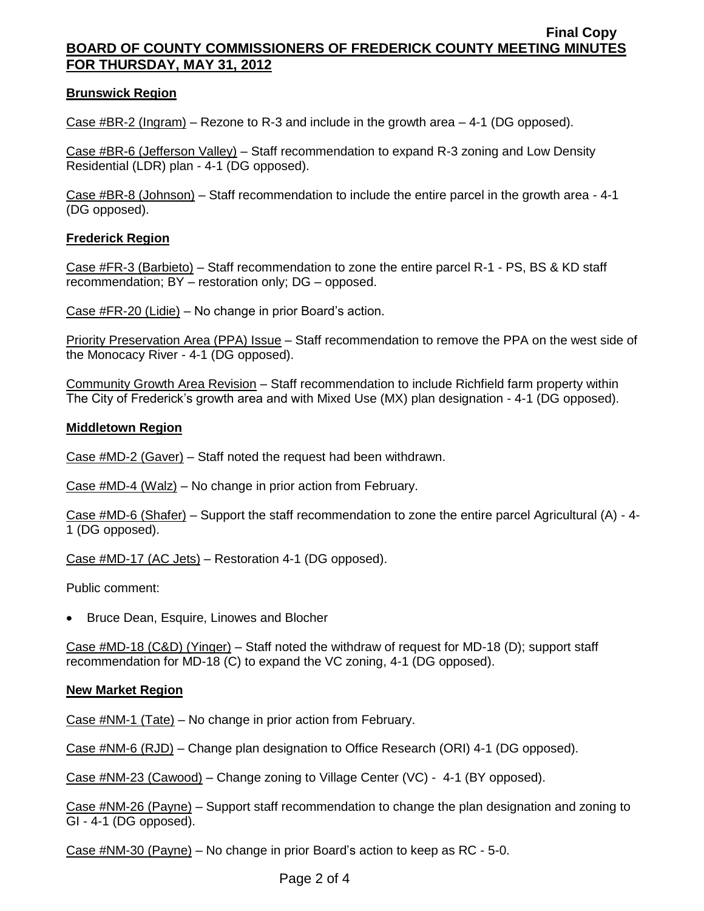**Brunswick Region**

Case #BR-2 (Ingram) – Rezone to R-3 and include in the growth area – 4-1 (DG opposed).

Case #BR-6 (Jefferson Valley) – Staff recommendation to expand R-3 zoning and Low Density Residential (LDR) plan - 4-1 (DG opposed).

Case #BR-8 (Johnson) – Staff recommendation to include the entire parcel in the growth area - 4-1 (DG opposed).

**Frederick Region**

Case #FR-3 (Barbieto) – Staff recommendation to zone the entire parcel R-1 - PS, BS & KD staff recommendation; BY – restoration only; DG – opposed.

Case #FR-20 (Lidie) – No change in prior Board's action.

Priority Preservation Area (PPA) Issue – Staff recommendation to remove the PPA on the west side of the Monocacy River - 4-1 (DG opposed).

Community Growth Area Revision – Staff recommendation to include Richfield farm property within The City of Frederick's growth area and with Mixed Use (MX) plan designation - 4-1 (DG opposed).

**Middletown Region**

Case #MD-2 (Gaver) – Staff noted the request had been withdrawn.

Case #MD-4 (Walz) – No change in prior action from February.

Case #MD-6 (Shafer) – Support the staff recommendation to zone the entire parcel Agricultural (A) - 4-1 (DG opposed).

Case #MD-17 (AC Jets) – Restoration 4-1 (DG opposed).

Public comment:

- Bruce Dean, Esquire, Linowes and Blocher

Case #MD-18 (C&D) (Yinger) – Staff noted the withdraw of request for MD-18 (D); support staff recommendation for MD-18 (C) to expand the VC zoning, 4-1 (DG opposed).

**New Market Region**

Case #NM-1 (Tate) – No change in prior action from February.

Case #NM-6 (RJD) – Change plan designation to Office Research (ORI) 4-1 (DG opposed).

Case #NM-23 (Cawood) – Change zoning to Village Center (VC) - 4-1 (BY opposed).

Case #NM-26 (Payne) – Support staff recommendation to change the plan designation and zoning to GI - 4-1 (DG opposed).

Case #NM-30 (Payne) – No change in prior Board's action to keep as RC - 5-0.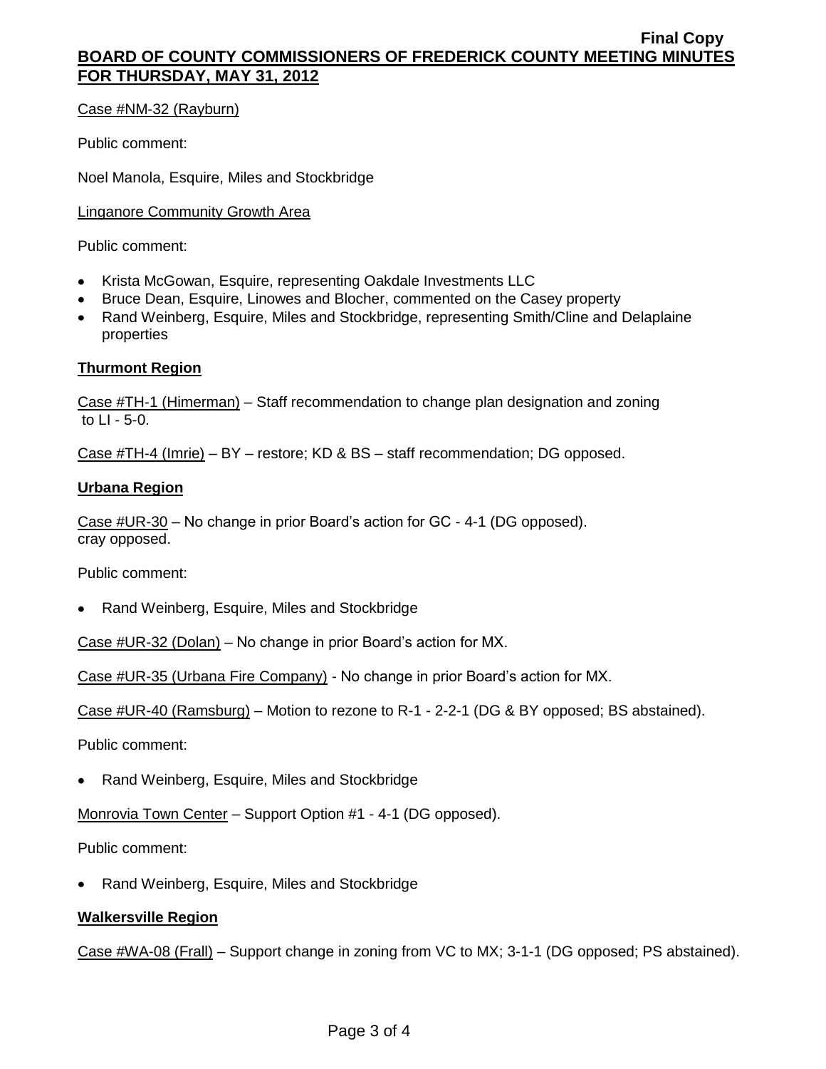Case #NM-32 (Rayburn)

Public comment:

Noel Manola, Esquire, Miles and Stockbridge

Linganore Community Growth Area

Public comment:

- Krista McGowan, Esquire, representing Oakdale Investments LLC
- Bruce Dean, Esquire, Linowes and Blocher, commented on the Casey property
- Rand Weinberg, Esquire, Miles and Stockbridge, representing Smith/Cline and Delaplaine properties

**Thurmont Region**

Case #TH-1 (Himerman) – Staff recommendation to change plan designation and zoning to LI - 5-0.

Case #TH-4 (Imrie) – BY – restore; KD & BS – staff recommendation; DG opposed.

**Urbana Region**

Case #UR-30 – No change in prior Board's action for GC - 4-1 (DG opposed).
cray opposed.

Public comment:

- Rand Weinberg, Esquire, Miles and Stockbridge

Case #UR-32 (Dolan) – No change in prior Board's action for MX.

Case #UR-35 (Urbana Fire Company) - No change in prior Board's action for MX.

Case #UR-40 (Ramsburg) – Motion to rezone to R-1 - 2-2-1 (DG & BY opposed; BS abstained).

Public comment:

- Rand Weinberg, Esquire, Miles and Stockbridge

Monrovia Town Center – Support Option #1 - 4-1 (DG opposed).

Public comment:

- Rand Weinberg, Esquire, Miles and Stockbridge

**Walkersville Region**

Case #WA-08 (Frall) – Support change in zoning from VC to MX; 3-1-1 (DG opposed; PS abstained).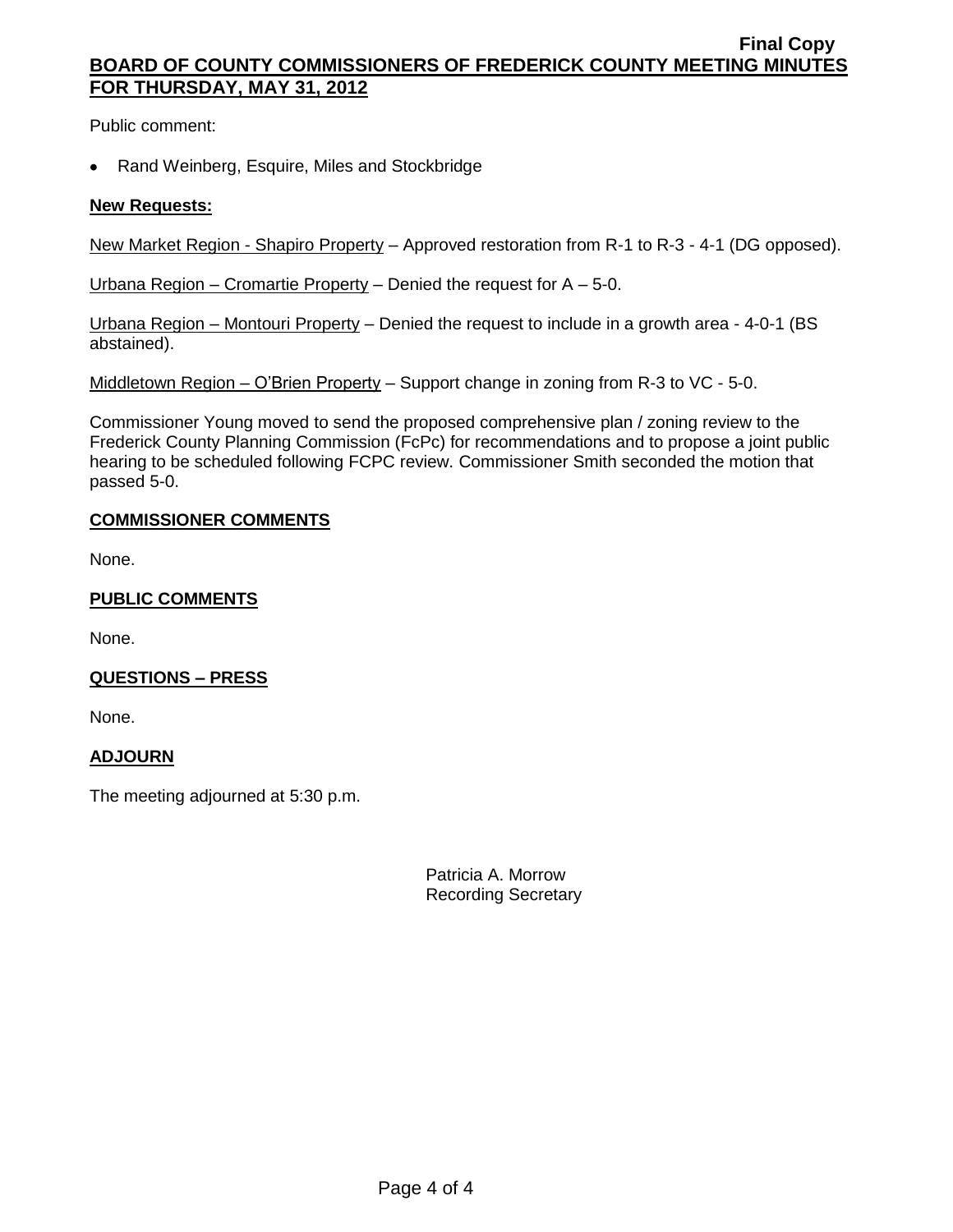Public comment:

- Rand Weinberg, Esquire, Miles and Stockbridge

**New Requests:**

New Market Region - Shapiro Property – Approved restoration from R-1 to R-3 - 4-1 (DG opposed).

Urbana Region – Cromartie Property – Denied the request for A – 5-0.

Urbana Region – Montouri Property – Denied the request to include in a growth area - 4-0-1 (BS abstained).

Middletown Region – O'Brien Property – Support change in zoning from R-3 to VC - 5-0.

Commissioner Young moved to send the proposed comprehensive plan / zoning review to the Frederick County Planning Commission (FcPc) for recommendations and to propose a joint public hearing to be scheduled following FCPC review. Commissioner Smith seconded the motion that passed 5-0.

## COMMISSIONER COMMENTS

None.

## PUBLIC COMMENTS

None.

## QUESTIONS – PRESS

None.

## ADJOURN

The meeting adjourned at 5:30 p.m.

Patricia A. Morrow
Recording Secretary